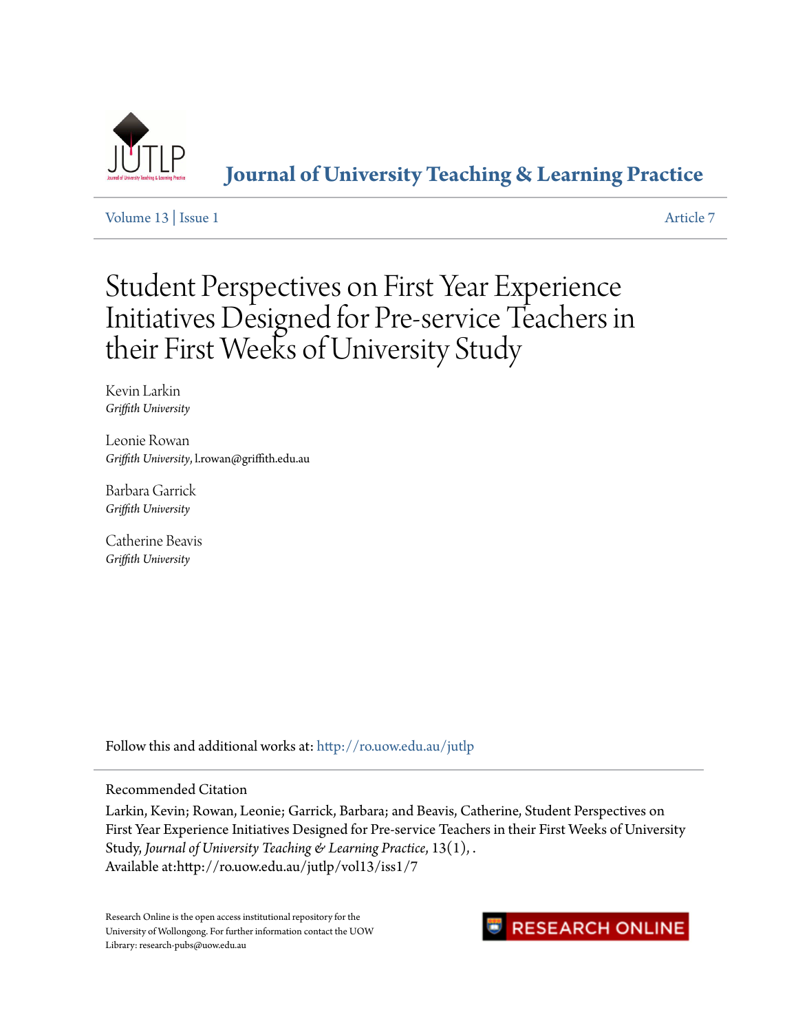# Journal of University Teaching & Learning Practice

Volume 13 | Issue 1 Article 7

# Student Perspectives on First Year Experience Initiatives Designed for Pre-service Teachers in their First Weeks of University Study

Kevin Larkin
*Griffith University*

Leonie Rowan
*Griffith University*, l.rowan@griffith.edu.au

Barbara Garrick
*Griffith University*

Catherine Beavis
*Griffith University*

Follow this and additional works at: http://ro.uow.edu.au/jutlp

Recommended Citation

Larkin, Kevin; Rowan, Leonie; Garrick, Barbara; and Beavis, Catherine, Student Perspectives on First Year Experience Initiatives Designed for Pre-service Teachers in their First Weeks of University Study, *Journal of University Teaching & Learning Practice*, 13(1), .
Available at:http://ro.uow.edu.au/jutlp/vol13/iss1/7

Research Online is the open access institutional repository for the University of Wollongong. For further information contact the UOW Library: research-pubs@uow.edu.au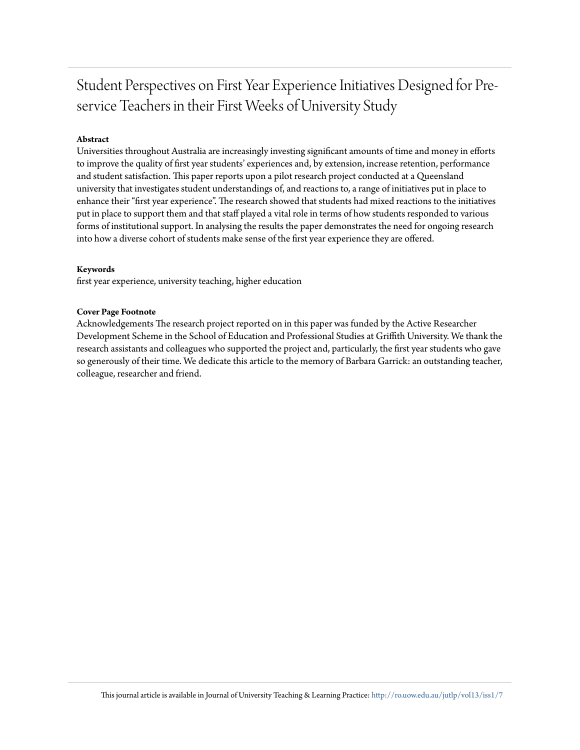# Student Perspectives on First Year Experience Initiatives Designed for Pre-service Teachers in their First Weeks of University Study

**Abstract**

Universities throughout Australia are increasingly investing significant amounts of time and money in efforts to improve the quality of first year students' experiences and, by extension, increase retention, performance and student satisfaction. This paper reports upon a pilot research project conducted at a Queensland university that investigates student understandings of, and reactions to, a range of initiatives put in place to enhance their "first year experience". The research showed that students had mixed reactions to the initiatives put in place to support them and that staff played a vital role in terms of how students responded to various forms of institutional support. In analysing the results the paper demonstrates the need for ongoing research into how a diverse cohort of students make sense of the first year experience they are offered.

**Keywords**

first year experience, university teaching, higher education

**Cover Page Footnote**

Acknowledgements The research project reported on in this paper was funded by the Active Researcher Development Scheme in the School of Education and Professional Studies at Griffith University. We thank the research assistants and colleagues who supported the project and, particularly, the first year students who gave so generously of their time. We dedicate this article to the memory of Barbara Garrick: an outstanding teacher, colleague, researcher and friend.

This journal article is available in Journal of University Teaching & Learning Practice: http://ro.uow.edu.au/jutlp/vol13/iss1/7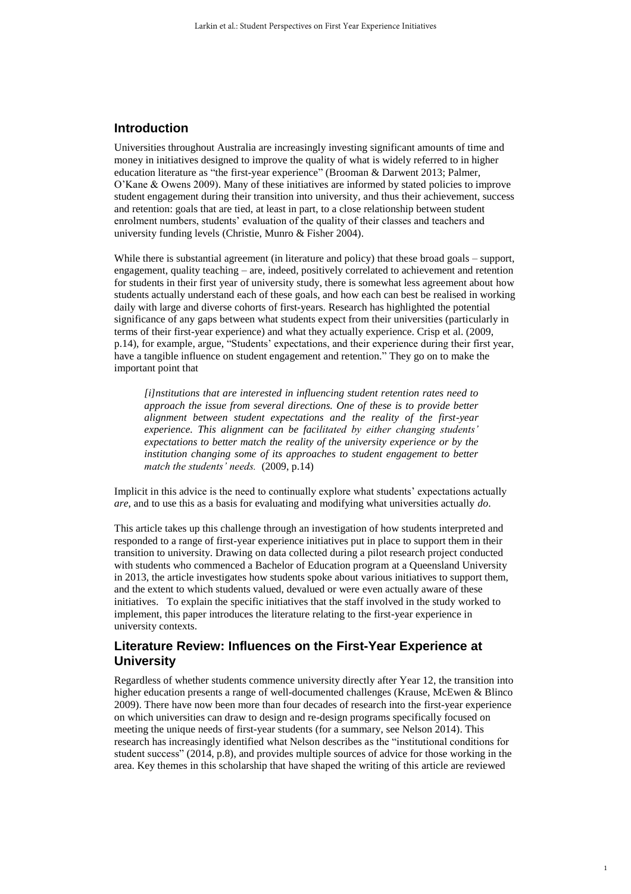## Introduction

Universities throughout Australia are increasingly investing significant amounts of time and money in initiatives designed to improve the quality of what is widely referred to in higher education literature as "the first-year experience" (Brooman & Darwent 2013; Palmer, O'Kane & Owens 2009). Many of these initiatives are informed by stated policies to improve student engagement during their transition into university, and thus their achievement, success and retention: goals that are tied, at least in part, to a close relationship between student enrolment numbers, students' evaluation of the quality of their classes and teachers and university funding levels (Christie, Munro & Fisher 2004).

While there is substantial agreement (in literature and policy) that these broad goals – support, engagement, quality teaching – are, indeed, positively correlated to achievement and retention for students in their first year of university study, there is somewhat less agreement about how students actually understand each of these goals, and how each can best be realised in working daily with large and diverse cohorts of first-years. Research has highlighted the potential significance of any gaps between what students expect from their universities (particularly in terms of their first-year experience) and what they actually experience. Crisp et al. (2009, p.14), for example, argue, "Students' expectations, and their experience during their first year, have a tangible influence on student engagement and retention." They go on to make the important point that

> *[i]nstitutions that are interested in influencing student retention rates need to approach the issue from several directions. One of these is to provide better alignment between student expectations and the reality of the first-year experience. This alignment can be facilitated by either changing students' expectations to better match the reality of the university experience or by the institution changing some of its approaches to student engagement to better match the students' needs.* (2009, p.14)

Implicit in this advice is the need to continually explore what students' expectations actually *are*, and to use this as a basis for evaluating and modifying what universities actually *do*.

This article takes up this challenge through an investigation of how students interpreted and responded to a range of first-year experience initiatives put in place to support them in their transition to university. Drawing on data collected during a pilot research project conducted with students who commenced a Bachelor of Education program at a Queensland University in 2013, the article investigates how students spoke about various initiatives to support them, and the extent to which students valued, devalued or were even actually aware of these initiatives. To explain the specific initiatives that the staff involved in the study worked to implement, this paper introduces the literature relating to the first-year experience in university contexts.

## Literature Review: Influences on the First-Year Experience at University

Regardless of whether students commence university directly after Year 12, the transition into higher education presents a range of well-documented challenges (Krause, McEwen & Blinco 2009). There have now been more than four decades of research into the first-year experience on which universities can draw to design and re-design programs specifically focused on meeting the unique needs of first-year students (for a summary, see Nelson 2014). This research has increasingly identified what Nelson describes as the "institutional conditions for student success" (2014, p.8), and provides multiple sources of advice for those working in the area. Key themes in this scholarship that have shaped the writing of this article are reviewed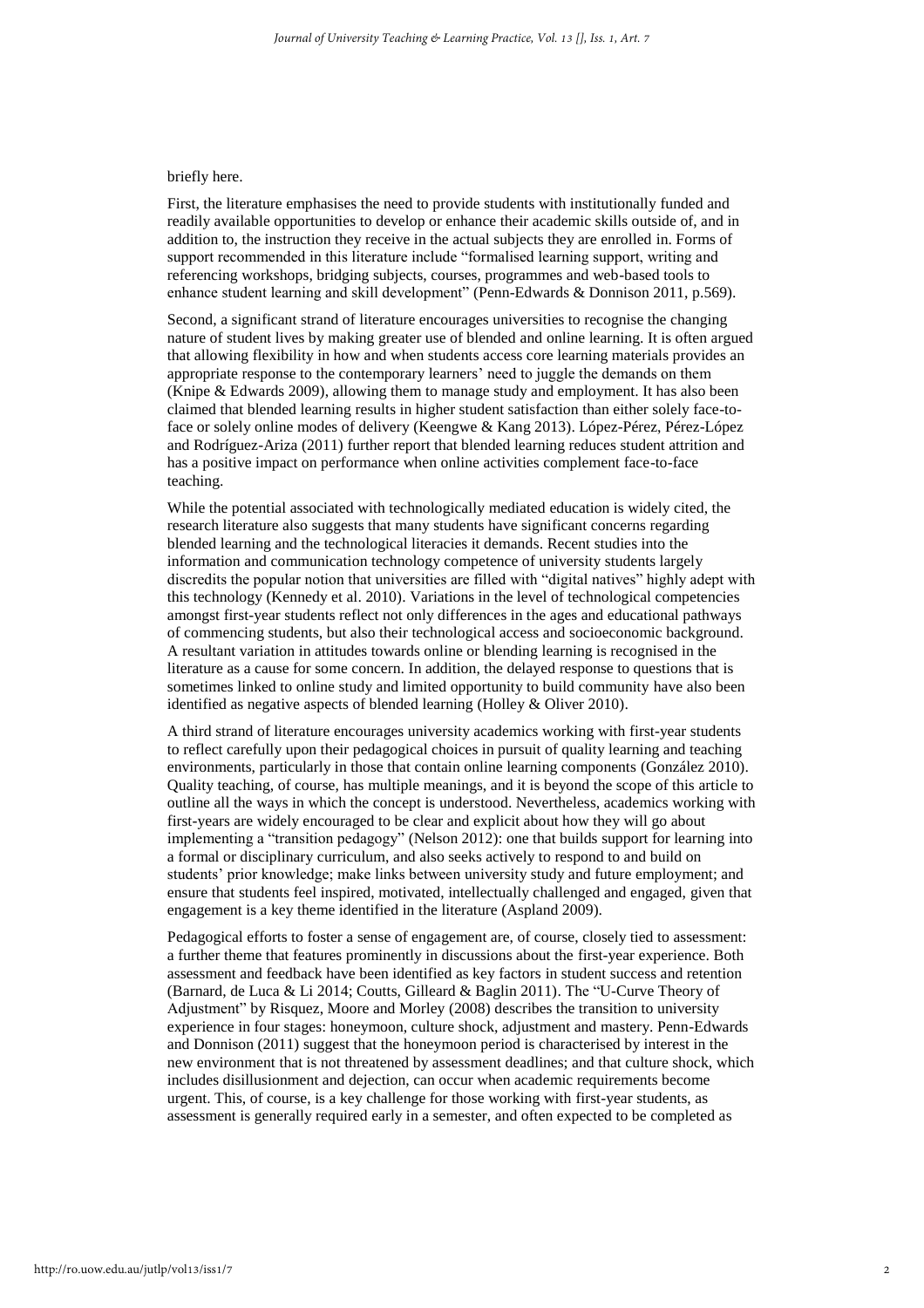briefly here.

First, the literature emphasises the need to provide students with institutionally funded and readily available opportunities to develop or enhance their academic skills outside of, and in addition to, the instruction they receive in the actual subjects they are enrolled in. Forms of support recommended in this literature include "formalised learning support, writing and referencing workshops, bridging subjects, courses, programmes and web-based tools to enhance student learning and skill development" (Penn-Edwards & Donnison 2011, p.569).

Second, a significant strand of literature encourages universities to recognise the changing nature of student lives by making greater use of blended and online learning. It is often argued that allowing flexibility in how and when students access core learning materials provides an appropriate response to the contemporary learners' need to juggle the demands on them (Knipe & Edwards 2009), allowing them to manage study and employment. It has also been claimed that blended learning results in higher student satisfaction than either solely face-to-face or solely online modes of delivery (Keengwe & Kang 2013). López-Pérez, Pérez-López and Rodríguez-Ariza (2011) further report that blended learning reduces student attrition and has a positive impact on performance when online activities complement face-to-face teaching.

While the potential associated with technologically mediated education is widely cited, the research literature also suggests that many students have significant concerns regarding blended learning and the technological literacies it demands. Recent studies into the information and communication technology competence of university students largely discredits the popular notion that universities are filled with "digital natives" highly adept with this technology (Kennedy et al. 2010). Variations in the level of technological competencies amongst first-year students reflect not only differences in the ages and educational pathways of commencing students, but also their technological access and socioeconomic background. A resultant variation in attitudes towards online or blending learning is recognised in the literature as a cause for some concern. In addition, the delayed response to questions that is sometimes linked to online study and limited opportunity to build community have also been identified as negative aspects of blended learning (Holley & Oliver 2010).

A third strand of literature encourages university academics working with first-year students to reflect carefully upon their pedagogical choices in pursuit of quality learning and teaching environments, particularly in those that contain online learning components (González 2010). Quality teaching, of course, has multiple meanings, and it is beyond the scope of this article to outline all the ways in which the concept is understood. Nevertheless, academics working with first-years are widely encouraged to be clear and explicit about how they will go about implementing a "transition pedagogy" (Nelson 2012): one that builds support for learning into a formal or disciplinary curriculum, and also seeks actively to respond to and build on students' prior knowledge; make links between university study and future employment; and ensure that students feel inspired, motivated, intellectually challenged and engaged, given that engagement is a key theme identified in the literature (Aspland 2009).

Pedagogical efforts to foster a sense of engagement are, of course, closely tied to assessment: a further theme that features prominently in discussions about the first-year experience. Both assessment and feedback have been identified as key factors in student success and retention (Barnard, de Luca & Li 2014; Coutts, Gilleard & Baglin 2011). The "U-Curve Theory of Adjustment" by Risquez, Moore and Morley (2008) describes the transition to university experience in four stages: honeymoon, culture shock, adjustment and mastery. Penn-Edwards and Donnison (2011) suggest that the honeymoon period is characterised by interest in the new environment that is not threatened by assessment deadlines; and that culture shock, which includes disillusionment and dejection, can occur when academic requirements become urgent. This, of course, is a key challenge for those working with first-year students, as assessment is generally required early in a semester, and often expected to be completed as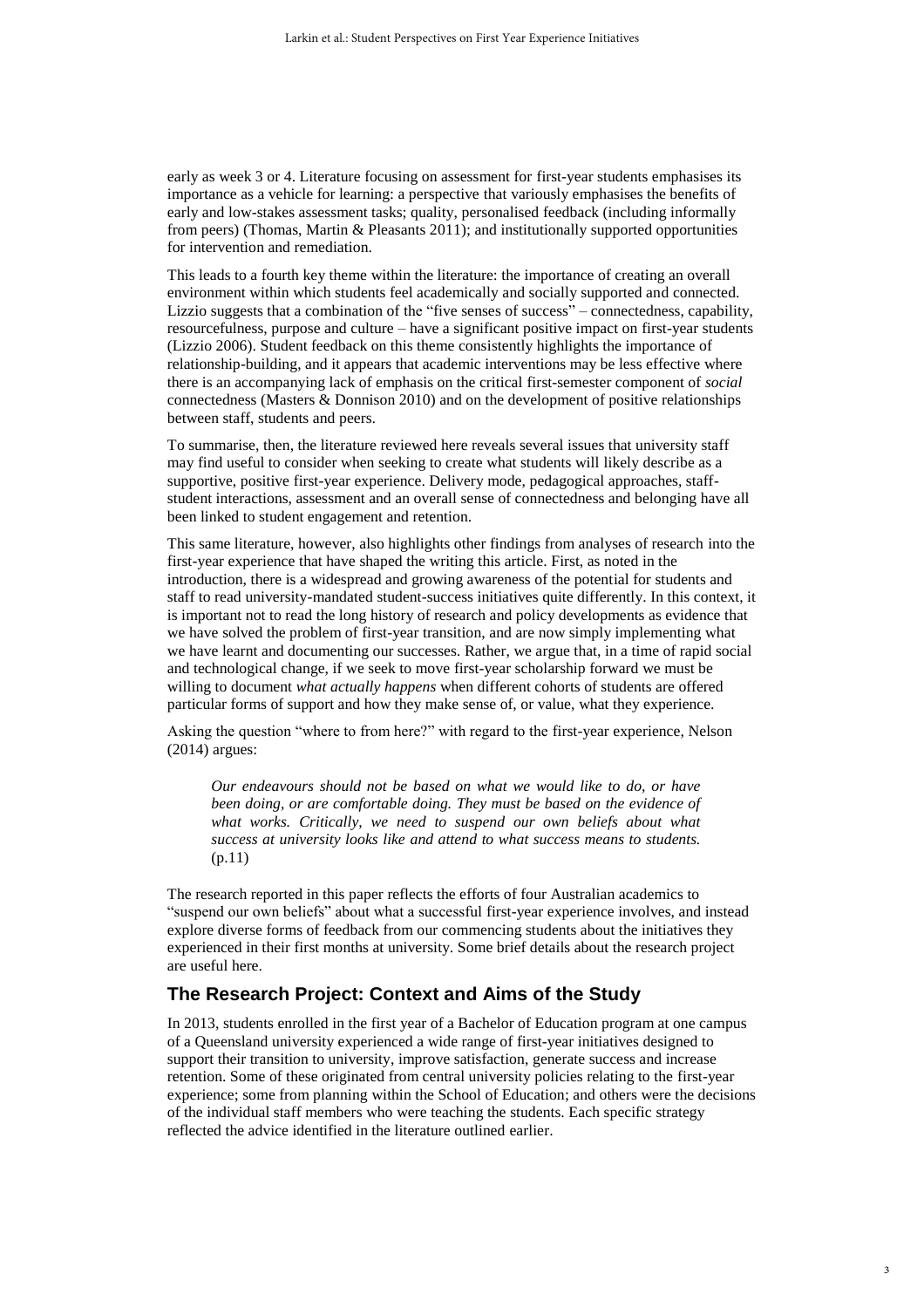early as week 3 or 4. Literature focusing on assessment for first-year students emphasises its importance as a vehicle for learning: a perspective that variously emphasises the benefits of early and low-stakes assessment tasks; quality, personalised feedback (including informally from peers) (Thomas, Martin & Pleasants 2011); and institutionally supported opportunities for intervention and remediation.

This leads to a fourth key theme within the literature: the importance of creating an overall environment within which students feel academically and socially supported and connected. Lizzio suggests that a combination of the "five senses of success" – connectedness, capability, resourcefulness, purpose and culture – have a significant positive impact on first-year students (Lizzio 2006). Student feedback on this theme consistently highlights the importance of relationship-building, and it appears that academic interventions may be less effective where there is an accompanying lack of emphasis on the critical first-semester component of *social* connectedness (Masters & Donnison 2010) and on the development of positive relationships between staff, students and peers.

To summarise, then, the literature reviewed here reveals several issues that university staff may find useful to consider when seeking to create what students will likely describe as a supportive, positive first-year experience. Delivery mode, pedagogical approaches, staff-student interactions, assessment and an overall sense of connectedness and belonging have all been linked to student engagement and retention.

This same literature, however, also highlights other findings from analyses of research into the first-year experience that have shaped the writing this article. First, as noted in the introduction, there is a widespread and growing awareness of the potential for students and staff to read university-mandated student-success initiatives quite differently. In this context, it is important not to read the long history of research and policy developments as evidence that we have solved the problem of first-year transition, and are now simply implementing what we have learnt and documenting our successes. Rather, we argue that, in a time of rapid social and technological change, if we seek to move first-year scholarship forward we must be willing to document *what actually happens* when different cohorts of students are offered particular forms of support and how they make sense of, or value, what they experience.

Asking the question "where to from here?" with regard to the first-year experience, Nelson (2014) argues:

> *Our endeavours should not be based on what we would like to do, or have been doing, or are comfortable doing. They must be based on the evidence of what works. Critically, we need to suspend our own beliefs about what success at university looks like and attend to what success means to students.* (p.11)

The research reported in this paper reflects the efforts of four Australian academics to "suspend our own beliefs" about what a successful first-year experience involves, and instead explore diverse forms of feedback from our commencing students about the initiatives they experienced in their first months at university. Some brief details about the research project are useful here.

## The Research Project: Context and Aims of the Study

In 2013, students enrolled in the first year of a Bachelor of Education program at one campus of a Queensland university experienced a wide range of first-year initiatives designed to support their transition to university, improve satisfaction, generate success and increase retention. Some of these originated from central university policies relating to the first-year experience; some from planning within the School of Education; and others were the decisions of the individual staff members who were teaching the students. Each specific strategy reflected the advice identified in the literature outlined earlier.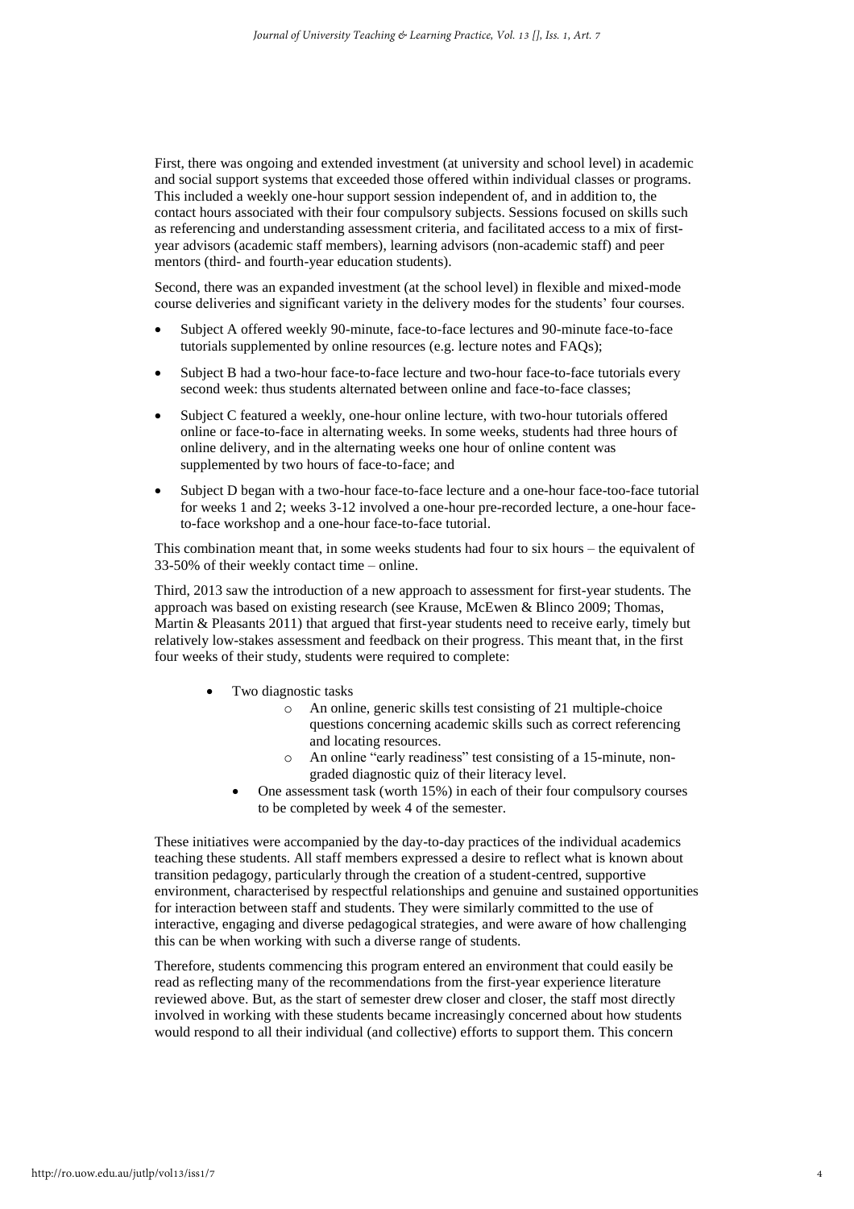First, there was ongoing and extended investment (at university and school level) in academic and social support systems that exceeded those offered within individual classes or programs. This included a weekly one-hour support session independent of, and in addition to, the contact hours associated with their four compulsory subjects. Sessions focused on skills such as referencing and understanding assessment criteria, and facilitated access to a mix of first-year advisors (academic staff members), learning advisors (non-academic staff) and peer mentors (third- and fourth-year education students).

Second, there was an expanded investment (at the school level) in flexible and mixed-mode course deliveries and significant variety in the delivery modes for the students' four courses.

- Subject A offered weekly 90-minute, face-to-face lectures and 90-minute face-to-face tutorials supplemented by online resources (e.g. lecture notes and FAQs);
- Subject B had a two-hour face-to-face lecture and two-hour face-to-face tutorials every second week: thus students alternated between online and face-to-face classes;
- Subject C featured a weekly, one-hour online lecture, with two-hour tutorials offered online or face-to-face in alternating weeks. In some weeks, students had three hours of online delivery, and in the alternating weeks one hour of online content was supplemented by two hours of face-to-face; and
- Subject D began with a two-hour face-to-face lecture and a one-hour face-too-face tutorial for weeks 1 and 2; weeks 3-12 involved a one-hour pre-recorded lecture, a one-hour face-to-face workshop and a one-hour face-to-face tutorial.

This combination meant that, in some weeks students had four to six hours – the equivalent of 33-50% of their weekly contact time – online.

Third, 2013 saw the introduction of a new approach to assessment for first-year students. The approach was based on existing research (see Krause, McEwen & Blinco 2009; Thomas, Martin & Pleasants 2011) that argued that first-year students need to receive early, timely but relatively low-stakes assessment and feedback on their progress. This meant that, in the first four weeks of their study, students were required to complete:

- Two diagnostic tasks
  - An online, generic skills test consisting of 21 multiple-choice questions concerning academic skills such as correct referencing and locating resources.
  - An online "early readiness" test consisting of a 15-minute, non-graded diagnostic quiz of their literacy level.
- One assessment task (worth 15%) in each of their four compulsory courses to be completed by week 4 of the semester.

These initiatives were accompanied by the day-to-day practices of the individual academics teaching these students. All staff members expressed a desire to reflect what is known about transition pedagogy, particularly through the creation of a student-centred, supportive environment, characterised by respectful relationships and genuine and sustained opportunities for interaction between staff and students. They were similarly committed to the use of interactive, engaging and diverse pedagogical strategies, and were aware of how challenging this can be when working with such a diverse range of students.

Therefore, students commencing this program entered an environment that could easily be read as reflecting many of the recommendations from the first-year experience literature reviewed above. But, as the start of semester drew closer and closer, the staff most directly involved in working with these students became increasingly concerned about how students would respond to all their individual (and collective) efforts to support them. This concern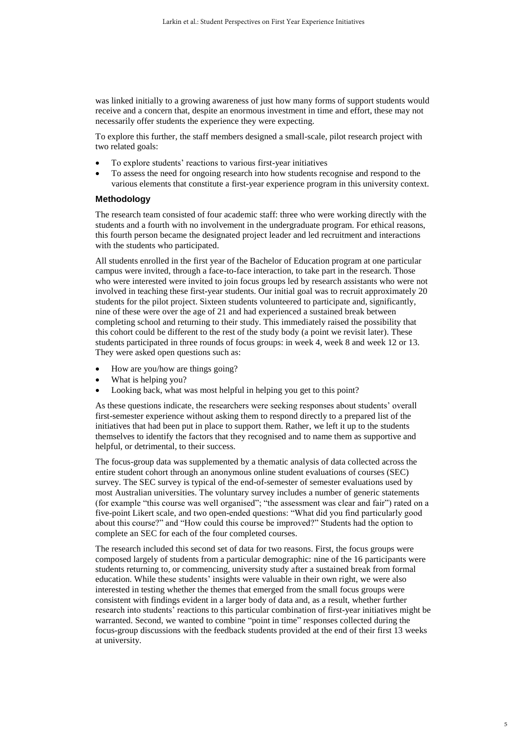was linked initially to a growing awareness of just how many forms of support students would receive and a concern that, despite an enormous investment in time and effort, these may not necessarily offer students the experience they were expecting.

To explore this further, the staff members designed a small-scale, pilot research project with two related goals:

- To explore students' reactions to various first-year initiatives
- To assess the need for ongoing research into how students recognise and respond to the various elements that constitute a first-year experience program in this university context.

### Methodology

The research team consisted of four academic staff: three who were working directly with the students and a fourth with no involvement in the undergraduate program. For ethical reasons, this fourth person became the designated project leader and led recruitment and interactions with the students who participated.

All students enrolled in the first year of the Bachelor of Education program at one particular campus were invited, through a face-to-face interaction, to take part in the research. Those who were interested were invited to join focus groups led by research assistants who were not involved in teaching these first-year students. Our initial goal was to recruit approximately 20 students for the pilot project. Sixteen students volunteered to participate and, significantly, nine of these were over the age of 21 and had experienced a sustained break between completing school and returning to their study. This immediately raised the possibility that this cohort could be different to the rest of the study body (a point we revisit later). These students participated in three rounds of focus groups: in week 4, week 8 and week 12 or 13. They were asked open questions such as:

- How are you/how are things going?
- What is helping you?
- Looking back, what was most helpful in helping you get to this point?

As these questions indicate, the researchers were seeking responses about students' overall first-semester experience without asking them to respond directly to a prepared list of the initiatives that had been put in place to support them. Rather, we left it up to the students themselves to identify the factors that they recognised and to name them as supportive and helpful, or detrimental, to their success.

The focus-group data was supplemented by a thematic analysis of data collected across the entire student cohort through an anonymous online student evaluations of courses (SEC) survey. The SEC survey is typical of the end-of-semester of semester evaluations used by most Australian universities. The voluntary survey includes a number of generic statements (for example "this course was well organised"; "the assessment was clear and fair") rated on a five-point Likert scale, and two open-ended questions: "What did you find particularly good about this course?" and "How could this course be improved?" Students had the option to complete an SEC for each of the four completed courses.

The research included this second set of data for two reasons. First, the focus groups were composed largely of students from a particular demographic: nine of the 16 participants were students returning to, or commencing, university study after a sustained break from formal education. While these students' insights were valuable in their own right, we were also interested in testing whether the themes that emerged from the small focus groups were consistent with findings evident in a larger body of data and, as a result, whether further research into students' reactions to this particular combination of first-year initiatives might be warranted. Second, we wanted to combine "point in time" responses collected during the focus-group discussions with the feedback students provided at the end of their first 13 weeks at university.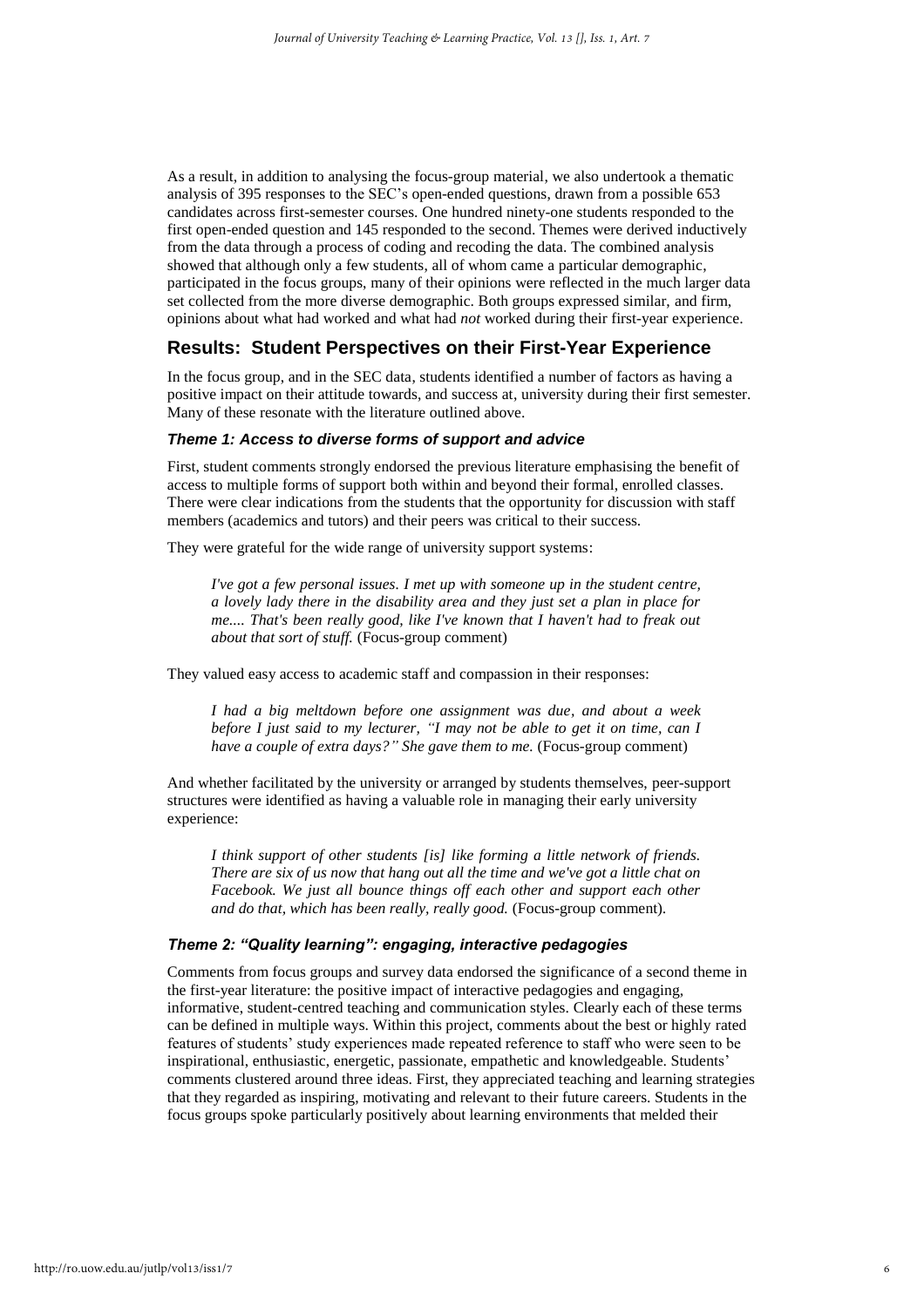As a result, in addition to analysing the focus-group material, we also undertook a thematic analysis of 395 responses to the SEC's open-ended questions, drawn from a possible 653 candidates across first-semester courses. One hundred ninety-one students responded to the first open-ended question and 145 responded to the second. Themes were derived inductively from the data through a process of coding and recoding the data. The combined analysis showed that although only a few students, all of whom came a particular demographic, participated in the focus groups, many of their opinions were reflected in the much larger data set collected from the more diverse demographic. Both groups expressed similar, and firm, opinions about what had worked and what had *not* worked during their first-year experience.

## Results: Student Perspectives on their First-Year Experience

In the focus group, and in the SEC data, students identified a number of factors as having a positive impact on their attitude towards, and success at, university during their first semester. Many of these resonate with the literature outlined above.

### *Theme 1: Access to diverse forms of support and advice*

First, student comments strongly endorsed the previous literature emphasising the benefit of access to multiple forms of support both within and beyond their formal, enrolled classes. There were clear indications from the students that the opportunity for discussion with staff members (academics and tutors) and their peers was critical to their success.

They were grateful for the wide range of university support systems:

> *I've got a few personal issues. I met up with someone up in the student centre, a lovely lady there in the disability area and they just set a plan in place for me.... That's been really good, like I've known that I haven't had to freak out about that sort of stuff.* (Focus-group comment)

They valued easy access to academic staff and compassion in their responses:

> *I had a big meltdown before one assignment was due, and about a week before I just said to my lecturer, "I may not be able to get it on time, can I have a couple of extra days?" She gave them to me.* (Focus-group comment)

And whether facilitated by the university or arranged by students themselves, peer-support structures were identified as having a valuable role in managing their early university experience:

> *I think support of other students [is] like forming a little network of friends. There are six of us now that hang out all the time and we've got a little chat on Facebook. We just all bounce things off each other and support each other and do that, which has been really, really good.* (Focus-group comment).

### *Theme 2: "Quality learning": engaging, interactive pedagogies*

Comments from focus groups and survey data endorsed the significance of a second theme in the first-year literature: the positive impact of interactive pedagogies and engaging, informative, student-centred teaching and communication styles. Clearly each of these terms can be defined in multiple ways. Within this project, comments about the best or highly rated features of students' study experiences made repeated reference to staff who were seen to be inspirational, enthusiastic, energetic, passionate, empathetic and knowledgeable. Students' comments clustered around three ideas. First, they appreciated teaching and learning strategies that they regarded as inspiring, motivating and relevant to their future careers. Students in the focus groups spoke particularly positively about learning environments that melded their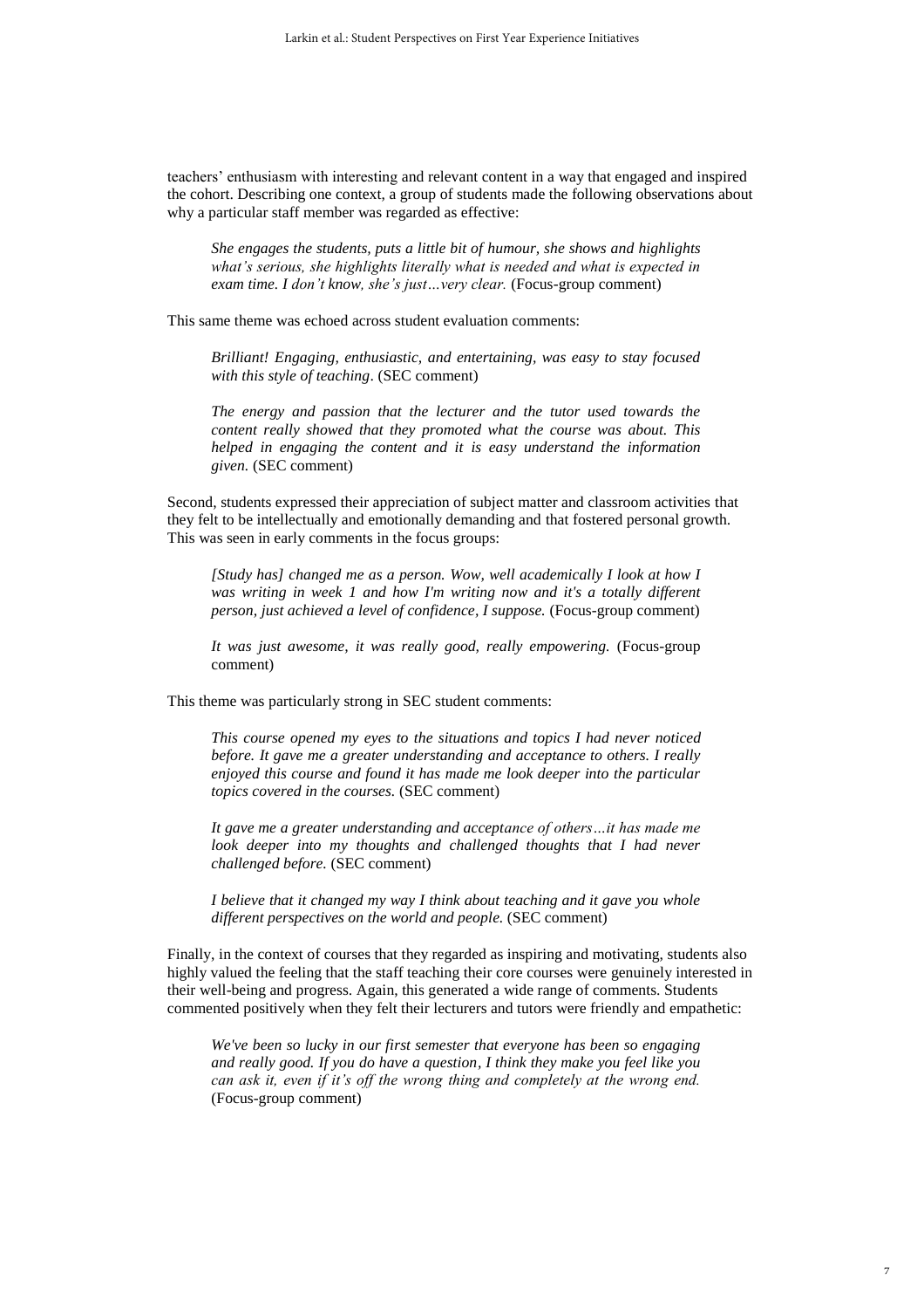teachers' enthusiasm with interesting and relevant content in a way that engaged and inspired the cohort. Describing one context, a group of students made the following observations about why a particular staff member was regarded as effective:

> *She engages the students, puts a little bit of humour, she shows and highlights what's serious, she highlights literally what is needed and what is expected in exam time. I don't know, she's just…very clear.* (Focus-group comment)

This same theme was echoed across student evaluation comments:

> *Brilliant! Engaging, enthusiastic, and entertaining, was easy to stay focused with this style of teaching*. (SEC comment)

> *The energy and passion that the lecturer and the tutor used towards the content really showed that they promoted what the course was about. This helped in engaging the content and it is easy understand the information given.* (SEC comment)

Second, students expressed their appreciation of subject matter and classroom activities that they felt to be intellectually and emotionally demanding and that fostered personal growth. This was seen in early comments in the focus groups:

> *[Study has] changed me as a person. Wow, well academically I look at how I was writing in week 1 and how I'm writing now and it's a totally different person, just achieved a level of confidence, I suppose.* (Focus-group comment)

> *It was just awesome, it was really good, really empowering.* (Focus-group comment)

This theme was particularly strong in SEC student comments:

> *This course opened my eyes to the situations and topics I had never noticed before. It gave me a greater understanding and acceptance to others. I really enjoyed this course and found it has made me look deeper into the particular topics covered in the courses.* (SEC comment)

> *It gave me a greater understanding and acceptance of others…it has made me look deeper into my thoughts and challenged thoughts that I had never challenged before.* (SEC comment)

> *I believe that it changed my way I think about teaching and it gave you whole different perspectives on the world and people.* (SEC comment)

Finally, in the context of courses that they regarded as inspiring and motivating, students also highly valued the feeling that the staff teaching their core courses were genuinely interested in their well-being and progress. Again, this generated a wide range of comments. Students commented positively when they felt their lecturers and tutors were friendly and empathetic:

> *We've been so lucky in our first semester that everyone has been so engaging and really good. If you do have a question, I think they make you feel like you can ask it, even if it's off the wrong thing and completely at the wrong end.* (Focus-group comment)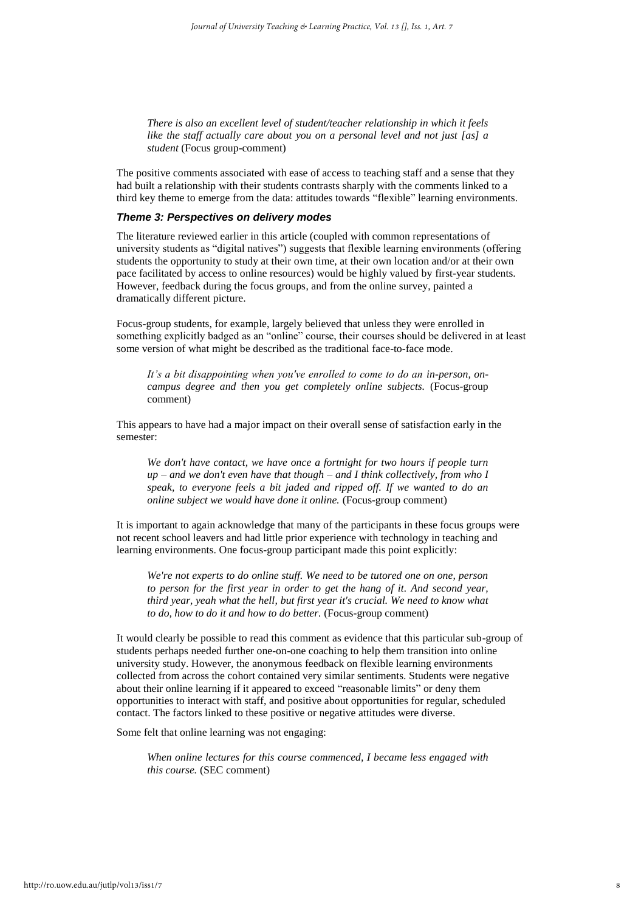*There is also an excellent level of student/teacher relationship in which it feels like the staff actually care about you on a personal level and not just [as] a student* (Focus group-comment)

The positive comments associated with ease of access to teaching staff and a sense that they had built a relationship with their students contrasts sharply with the comments linked to a third key theme to emerge from the data: attitudes towards "flexible" learning environments.

### *Theme 3: Perspectives on delivery modes*

The literature reviewed earlier in this article (coupled with common representations of university students as "digital natives") suggests that flexible learning environments (offering students the opportunity to study at their own time, at their own location and/or at their own pace facilitated by access to online resources) would be highly valued by first-year students. However, feedback during the focus groups, and from the online survey, painted a dramatically different picture.

Focus-group students, for example, largely believed that unless they were enrolled in something explicitly badged as an "online" course, their courses should be delivered in at least some version of what might be described as the traditional face-to-face mode.

> *It's a bit disappointing when you've enrolled to come to do an in-person, on-campus degree and then you get completely online subjects.* (Focus-group comment)

This appears to have had a major impact on their overall sense of satisfaction early in the semester:

> *We don't have contact, we have once a fortnight for two hours if people turn up – and we don't even have that though – and I think collectively, from who I speak, to everyone feels a bit jaded and ripped off. If we wanted to do an online subject we would have done it online.* (Focus-group comment)

It is important to again acknowledge that many of the participants in these focus groups were not recent school leavers and had little prior experience with technology in teaching and learning environments. One focus-group participant made this point explicitly:

> *We're not experts to do online stuff. We need to be tutored one on one, person to person for the first year in order to get the hang of it. And second year, third year, yeah what the hell, but first year it's crucial. We need to know what to do, how to do it and how to do better.* (Focus-group comment)

It would clearly be possible to read this comment as evidence that this particular sub-group of students perhaps needed further one-on-one coaching to help them transition into online university study. However, the anonymous feedback on flexible learning environments collected from across the cohort contained very similar sentiments. Students were negative about their online learning if it appeared to exceed "reasonable limits" or deny them opportunities to interact with staff, and positive about opportunities for regular, scheduled contact. The factors linked to these positive or negative attitudes were diverse.

Some felt that online learning was not engaging:

> *When online lectures for this course commenced, I became less engaged with this course.* (SEC comment)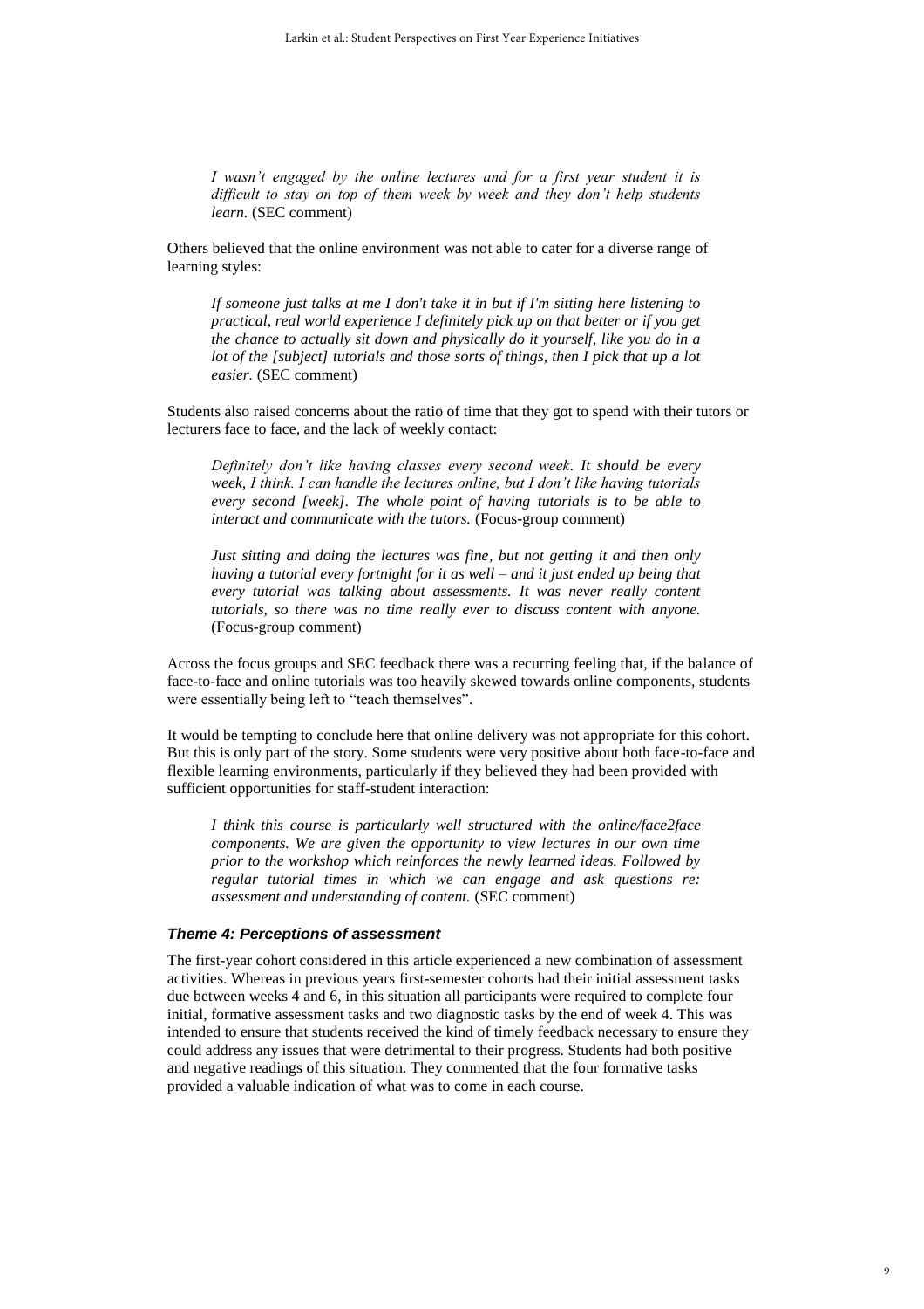*I wasn't engaged by the online lectures and for a first year student it is difficult to stay on top of them week by week and they don't help students learn.* (SEC comment)

Others believed that the online environment was not able to cater for a diverse range of learning styles:

> *If someone just talks at me I don't take it in but if I'm sitting here listening to practical, real world experience I definitely pick up on that better or if you get the chance to actually sit down and physically do it yourself, like you do in a lot of the [subject] tutorials and those sorts of things, then I pick that up a lot easier.* (SEC comment)

Students also raised concerns about the ratio of time that they got to spend with their tutors or lecturers face to face, and the lack of weekly contact:

> *Definitely don't like having classes every second week. It should be every week, I think. I can handle the lectures online, but I don't like having tutorials every second [week]. The whole point of having tutorials is to be able to interact and communicate with the tutors.* (Focus-group comment)

> *Just sitting and doing the lectures was fine, but not getting it and then only having a tutorial every fortnight for it as well – and it just ended up being that every tutorial was talking about assessments. It was never really content tutorials, so there was no time really ever to discuss content with anyone.* (Focus-group comment)

Across the focus groups and SEC feedback there was a recurring feeling that, if the balance of face-to-face and online tutorials was too heavily skewed towards online components, students were essentially being left to "teach themselves".

It would be tempting to conclude here that online delivery was not appropriate for this cohort. But this is only part of the story. Some students were very positive about both face-to-face and flexible learning environments, particularly if they believed they had been provided with sufficient opportunities for staff-student interaction:

> *I think this course is particularly well structured with the online/face2face components. We are given the opportunity to view lectures in our own time prior to the workshop which reinforces the newly learned ideas. Followed by regular tutorial times in which we can engage and ask questions re: assessment and understanding of content.* (SEC comment)

### *Theme 4: Perceptions of assessment*

The first-year cohort considered in this article experienced a new combination of assessment activities. Whereas in previous years first-semester cohorts had their initial assessment tasks due between weeks 4 and 6, in this situation all participants were required to complete four initial, formative assessment tasks and two diagnostic tasks by the end of week 4. This was intended to ensure that students received the kind of timely feedback necessary to ensure they could address any issues that were detrimental to their progress. Students had both positive and negative readings of this situation. They commented that the four formative tasks provided a valuable indication of what was to come in each course.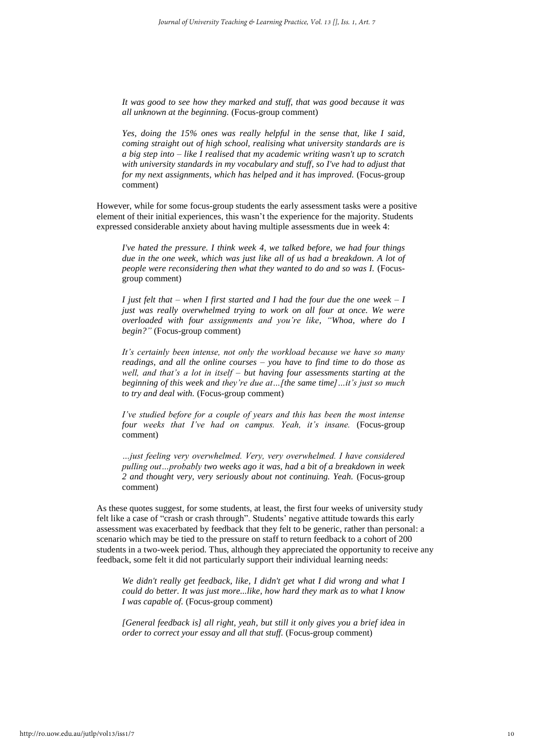*It was good to see how they marked and stuff, that was good because it was all unknown at the beginning.* (Focus-group comment)

*Yes, doing the 15% ones was really helpful in the sense that, like I said, coming straight out of high school, realising what university standards are is a big step into – like I realised that my academic writing wasn't up to scratch with university standards in my vocabulary and stuff, so I've had to adjust that for my next assignments, which has helped and it has improved.* (Focus-group comment)

However, while for some focus-group students the early assessment tasks were a positive element of their initial experiences, this wasn't the experience for the majority. Students expressed considerable anxiety about having multiple assessments due in week 4:

*I've hated the pressure. I think week 4, we talked before, we had four things due in the one week, which was just like all of us had a breakdown. A lot of people were reconsidering then what they wanted to do and so was I.* (Focus-group comment)

*I just felt that – when I first started and I had the four due the one week – I just was really overwhelmed trying to work on all four at once. We were overloaded with four assignments and you're like, "Whoa, where do I begin?"* (Focus-group comment)

*It's certainly been intense, not only the workload because we have so many readings, and all the online courses – you have to find time to do those as well, and that's a lot in itself – but having four assessments starting at the beginning of this week and they're due at…[the same time]…it's just so much to try and deal with.* (Focus-group comment)

*I've studied before for a couple of years and this has been the most intense four weeks that I've had on campus. Yeah, it's insane.* (Focus-group comment)

*…just feeling very overwhelmed. Very, very overwhelmed. I have considered pulling out…probably two weeks ago it was, had a bit of a breakdown in week 2 and thought very, very seriously about not continuing. Yeah.* (Focus-group comment)

As these quotes suggest, for some students, at least, the first four weeks of university study felt like a case of "crash or crash through". Students' negative attitude towards this early assessment was exacerbated by feedback that they felt to be generic, rather than personal: a scenario which may be tied to the pressure on staff to return feedback to a cohort of 200 students in a two-week period. Thus, although they appreciated the opportunity to receive any feedback, some felt it did not particularly support their individual learning needs:

*We didn't really get feedback, like, I didn't get what I did wrong and what I could do better. It was just more...like, how hard they mark as to what I know I was capable of.* (Focus-group comment)

*[General feedback is] all right, yeah, but still it only gives you a brief idea in order to correct your essay and all that stuff.* (Focus-group comment)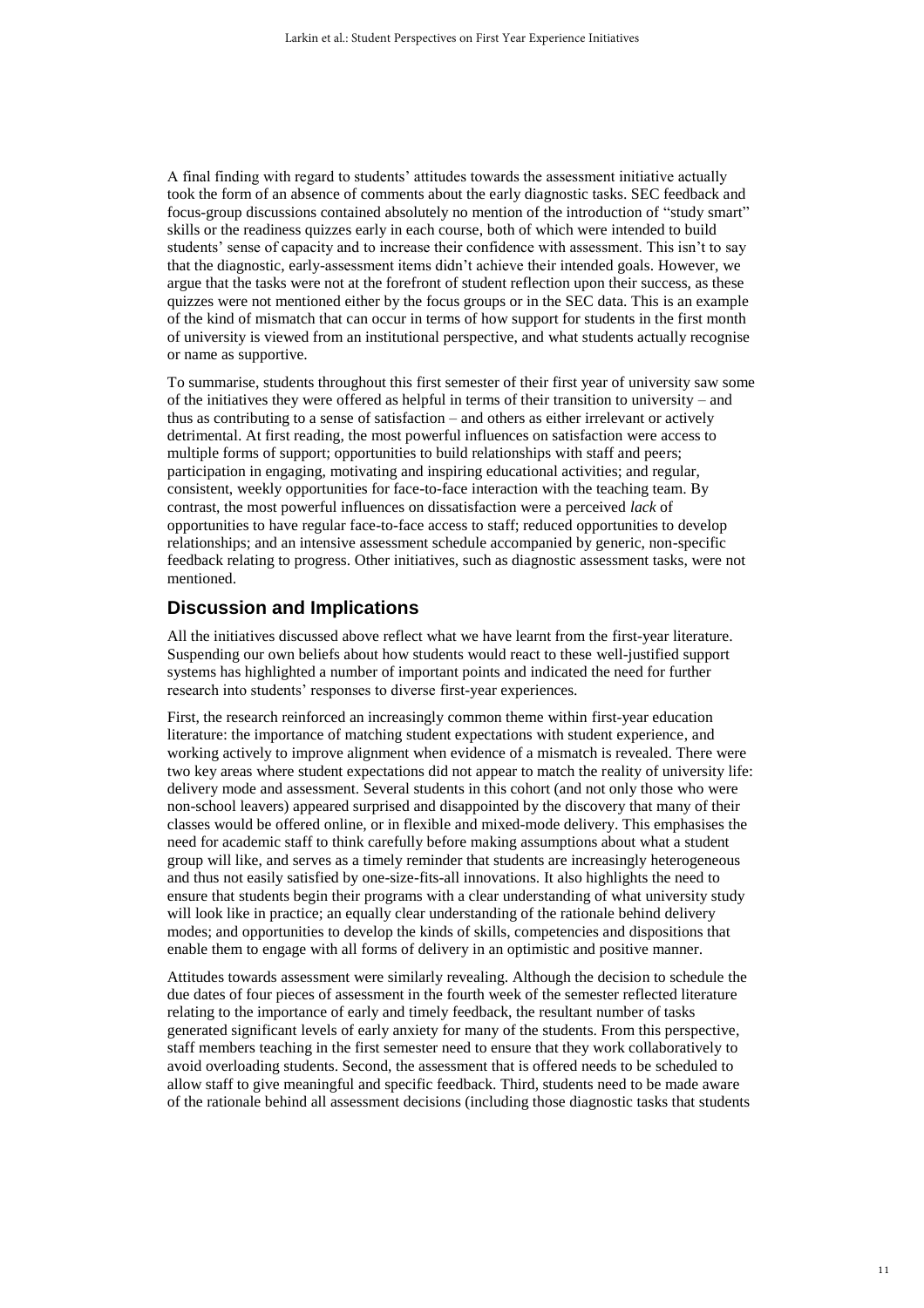A final finding with regard to students' attitudes towards the assessment initiative actually took the form of an absence of comments about the early diagnostic tasks. SEC feedback and focus-group discussions contained absolutely no mention of the introduction of "study smart" skills or the readiness quizzes early in each course, both of which were intended to build students' sense of capacity and to increase their confidence with assessment. This isn't to say that the diagnostic, early-assessment items didn't achieve their intended goals. However, we argue that the tasks were not at the forefront of student reflection upon their success, as these quizzes were not mentioned either by the focus groups or in the SEC data. This is an example of the kind of mismatch that can occur in terms of how support for students in the first month of university is viewed from an institutional perspective, and what students actually recognise or name as supportive.

To summarise, students throughout this first semester of their first year of university saw some of the initiatives they were offered as helpful in terms of their transition to university – and thus as contributing to a sense of satisfaction – and others as either irrelevant or actively detrimental. At first reading, the most powerful influences on satisfaction were access to multiple forms of support; opportunities to build relationships with staff and peers; participation in engaging, motivating and inspiring educational activities; and regular, consistent, weekly opportunities for face-to-face interaction with the teaching team. By contrast, the most powerful influences on dissatisfaction were a perceived *lack* of opportunities to have regular face-to-face access to staff; reduced opportunities to develop relationships; and an intensive assessment schedule accompanied by generic, non-specific feedback relating to progress. Other initiatives, such as diagnostic assessment tasks, were not mentioned.

## Discussion and Implications

All the initiatives discussed above reflect what we have learnt from the first-year literature. Suspending our own beliefs about how students would react to these well-justified support systems has highlighted a number of important points and indicated the need for further research into students' responses to diverse first-year experiences.

First, the research reinforced an increasingly common theme within first-year education literature: the importance of matching student expectations with student experience, and working actively to improve alignment when evidence of a mismatch is revealed. There were two key areas where student expectations did not appear to match the reality of university life: delivery mode and assessment. Several students in this cohort (and not only those who were non-school leavers) appeared surprised and disappointed by the discovery that many of their classes would be offered online, or in flexible and mixed-mode delivery. This emphasises the need for academic staff to think carefully before making assumptions about what a student group will like, and serves as a timely reminder that students are increasingly heterogeneous and thus not easily satisfied by one-size-fits-all innovations. It also highlights the need to ensure that students begin their programs with a clear understanding of what university study will look like in practice; an equally clear understanding of the rationale behind delivery modes; and opportunities to develop the kinds of skills, competencies and dispositions that enable them to engage with all forms of delivery in an optimistic and positive manner.

Attitudes towards assessment were similarly revealing. Although the decision to schedule the due dates of four pieces of assessment in the fourth week of the semester reflected literature relating to the importance of early and timely feedback, the resultant number of tasks generated significant levels of early anxiety for many of the students. From this perspective, staff members teaching in the first semester need to ensure that they work collaboratively to avoid overloading students. Second, the assessment that is offered needs to be scheduled to allow staff to give meaningful and specific feedback. Third, students need to be made aware of the rationale behind all assessment decisions (including those diagnostic tasks that students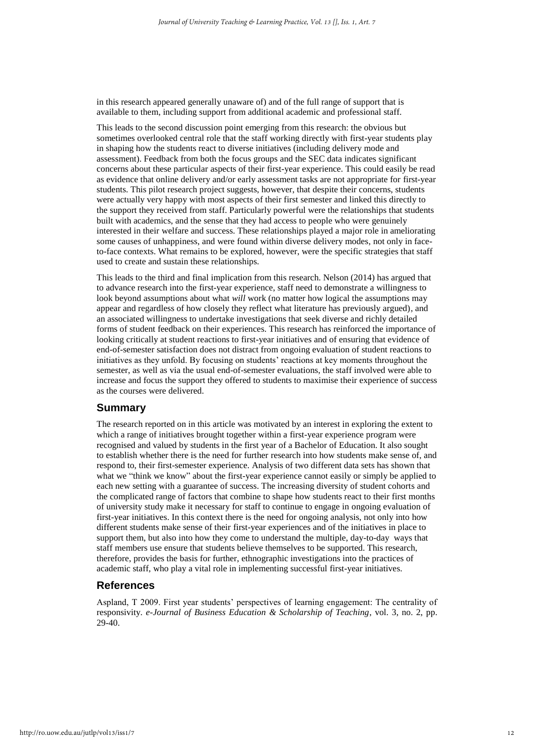in this research appeared generally unaware of) and of the full range of support that is available to them, including support from additional academic and professional staff.

This leads to the second discussion point emerging from this research: the obvious but sometimes overlooked central role that the staff working directly with first-year students play in shaping how the students react to diverse initiatives (including delivery mode and assessment). Feedback from both the focus groups and the SEC data indicates significant concerns about these particular aspects of their first-year experience. This could easily be read as evidence that online delivery and/or early assessment tasks are not appropriate for first-year students. This pilot research project suggests, however, that despite their concerns, students were actually very happy with most aspects of their first semester and linked this directly to the support they received from staff. Particularly powerful were the relationships that students built with academics, and the sense that they had access to people who were genuinely interested in their welfare and success. These relationships played a major role in ameliorating some causes of unhappiness, and were found within diverse delivery modes, not only in face-to-face contexts. What remains to be explored, however, were the specific strategies that staff used to create and sustain these relationships.

This leads to the third and final implication from this research. Nelson (2014) has argued that to advance research into the first-year experience, staff need to demonstrate a willingness to look beyond assumptions about what *will* work (no matter how logical the assumptions may appear and regardless of how closely they reflect what literature has previously argued), and an associated willingness to undertake investigations that seek diverse and richly detailed forms of student feedback on their experiences. This research has reinforced the importance of looking critically at student reactions to first-year initiatives and of ensuring that evidence of end-of-semester satisfaction does not distract from ongoing evaluation of student reactions to initiatives as they unfold. By focusing on students' reactions at key moments throughout the semester, as well as via the usual end-of-semester evaluations, the staff involved were able to increase and focus the support they offered to students to maximise their experience of success as the courses were delivered.

## Summary

The research reported on in this article was motivated by an interest in exploring the extent to which a range of initiatives brought together within a first-year experience program were recognised and valued by students in the first year of a Bachelor of Education. It also sought to establish whether there is the need for further research into how students make sense of, and respond to, their first-semester experience. Analysis of two different data sets has shown that what we "think we know" about the first-year experience cannot easily or simply be applied to each new setting with a guarantee of success. The increasing diversity of student cohorts and the complicated range of factors that combine to shape how students react to their first months of university study make it necessary for staff to continue to engage in ongoing evaluation of first-year initiatives. In this context there is the need for ongoing analysis, not only into how different students make sense of their first-year experiences and of the initiatives in place to support them, but also into how they come to understand the multiple, day-to-day ways that staff members use ensure that students believe themselves to be supported. This research, therefore, provides the basis for further, ethnographic investigations into the practices of academic staff, who play a vital role in implementing successful first-year initiatives.

## References

Aspland, T 2009. First year students' perspectives of learning engagement: The centrality of responsivity. *e-Journal of Business Education & Scholarship of Teaching*, vol. 3, no. 2, pp. 29-40.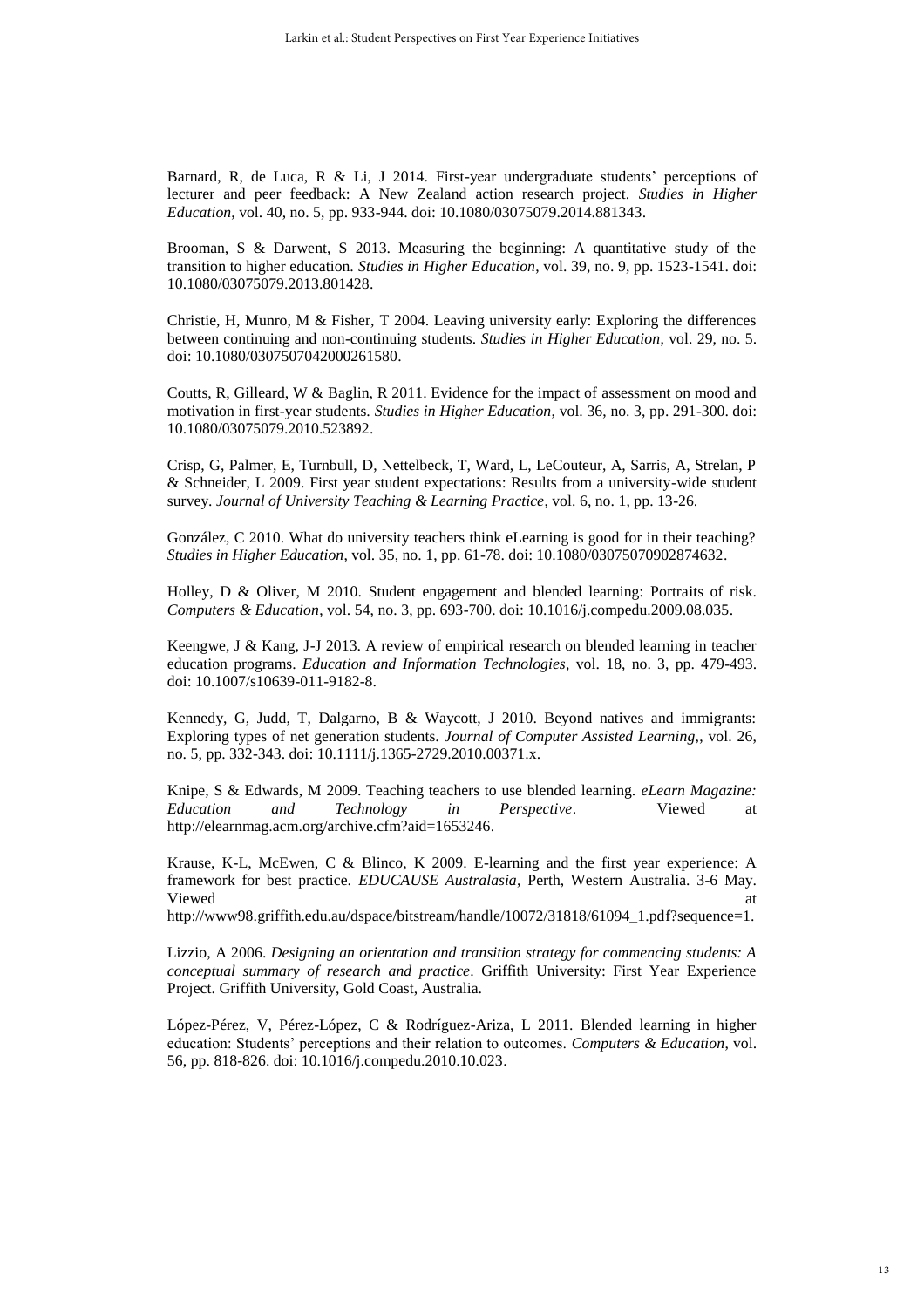Barnard, R, de Luca, R & Li, J 2014. First-year undergraduate students' perceptions of lecturer and peer feedback: A New Zealand action research project. *Studies in Higher Education*, vol. 40, no. 5, pp. 933-944. doi: 10.1080/03075079.2014.881343.

Brooman, S & Darwent, S 2013. Measuring the beginning: A quantitative study of the transition to higher education. *Studies in Higher Education*, vol. 39, no. 9, pp. 1523-1541. doi: 10.1080/03075079.2013.801428.

Christie, H, Munro, M & Fisher, T 2004. Leaving university early: Exploring the differences between continuing and non-continuing students. *Studies in Higher Education*, vol. 29, no. 5. doi: 10.1080/0307507042000261580.

Coutts, R, Gilleard, W & Baglin, R 2011. Evidence for the impact of assessment on mood and motivation in first-year students. *Studies in Higher Education*, vol. 36, no. 3, pp. 291-300. doi: 10.1080/03075079.2010.523892.

Crisp, G, Palmer, E, Turnbull, D, Nettelbeck, T, Ward, L, LeCouteur, A, Sarris, A, Strelan, P & Schneider, L 2009. First year student expectations: Results from a university-wide student survey. *Journal of University Teaching & Learning Practice*, vol. 6, no. 1, pp. 13-26.

González, C 2010. What do university teachers think eLearning is good for in their teaching? *Studies in Higher Education*, vol. 35, no. 1, pp. 61-78. doi: 10.1080/03075070902874632.

Holley, D & Oliver, M 2010. Student engagement and blended learning: Portraits of risk. *Computers & Education*, vol. 54, no. 3, pp. 693-700. doi: 10.1016/j.compedu.2009.08.035.

Keengwe, J & Kang, J-J 2013. A review of empirical research on blended learning in teacher education programs. *Education and Information Technologies*, vol. 18, no. 3, pp. 479-493. doi: 10.1007/s10639-011-9182-8.

Kennedy, G, Judd, T, Dalgarno, B & Waycott, J 2010. Beyond natives and immigrants: Exploring types of net generation students. *Journal of Computer Assisted Learning*,, vol. 26, no. 5, pp. 332-343. doi: 10.1111/j.1365-2729.2010.00371.x.

Knipe, S & Edwards, M 2009. Teaching teachers to use blended learning. *eLearn Magazine: Education and Technology in Perspective*. Viewed at http://elearnmag.acm.org/archive.cfm?aid=1653246.

Krause, K-L, McEwen, C & Blinco, K 2009. E-learning and the first year experience: A framework for best practice. *EDUCAUSE Australasia*, Perth, Western Australia. 3-6 May. Viewed at http://www98.griffith.edu.au/dspace/bitstream/handle/10072/31818/61094_1.pdf?sequence=1.

Lizzio, A 2006. *Designing an orientation and transition strategy for commencing students: A conceptual summary of research and practice*. Griffith University: First Year Experience Project. Griffith University, Gold Coast, Australia.

López-Pérez, V, Pérez-López, C & Rodríguez-Ariza, L 2011. Blended learning in higher education: Students' perceptions and their relation to outcomes. *Computers & Education*, vol. 56, pp. 818-826. doi: 10.1016/j.compedu.2010.10.023.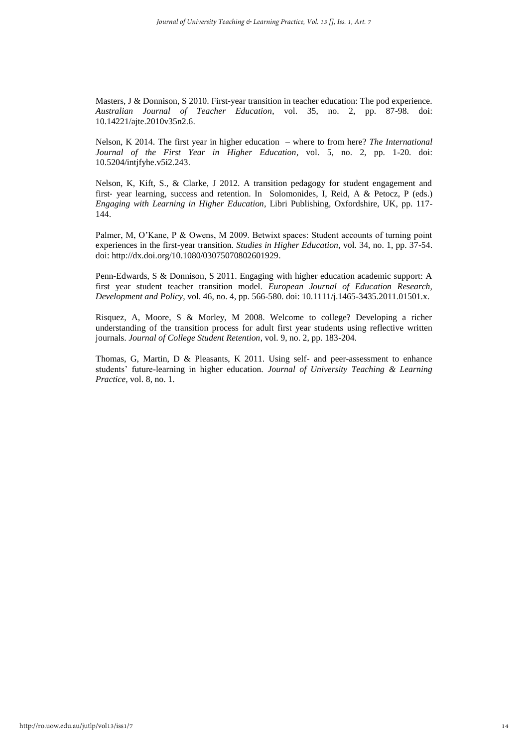Masters, J & Donnison, S 2010. First-year transition in teacher education: The pod experience. *Australian Journal of Teacher Education*, vol. 35, no. 2, pp. 87-98. doi: 10.14221/ajte.2010v35n2.6.

Nelson, K 2014. The first year in higher education – where to from here? *The International Journal of the First Year in Higher Education*, vol. 5, no. 2, pp. 1-20. doi: 10.5204/intjfyhe.v5i2.243.

Nelson, K, Kift, S., & Clarke, J 2012. A transition pedagogy for student engagement and first- year learning, success and retention. In Solomonides, I, Reid, A & Petocz, P (eds.) *Engaging with Learning in Higher Education*, Libri Publishing, Oxfordshire, UK, pp. 117-144.

Palmer, M, O'Kane, P & Owens, M 2009. Betwixt spaces: Student accounts of turning point experiences in the first-year transition. *Studies in Higher Education*, vol. 34, no. 1, pp. 37-54. doi: http://dx.doi.org/10.1080/03075070802601929.

Penn-Edwards, S & Donnison, S 2011. Engaging with higher education academic support: A first year student teacher transition model. *European Journal of Education Research, Development and Policy*, vol. 46, no. 4, pp. 566-580. doi: 10.1111/j.1465-3435.2011.01501.x.

Risquez, A, Moore, S & Morley, M 2008. Welcome to college? Developing a richer understanding of the transition process for adult first year students using reflective written journals. *Journal of College Student Retention*, vol. 9, no. 2, pp. 183-204.

Thomas, G, Martin, D & Pleasants, K 2011. Using self- and peer-assessment to enhance students' future-learning in higher education. *Journal of University Teaching & Learning Practice*, vol. 8, no. 1.